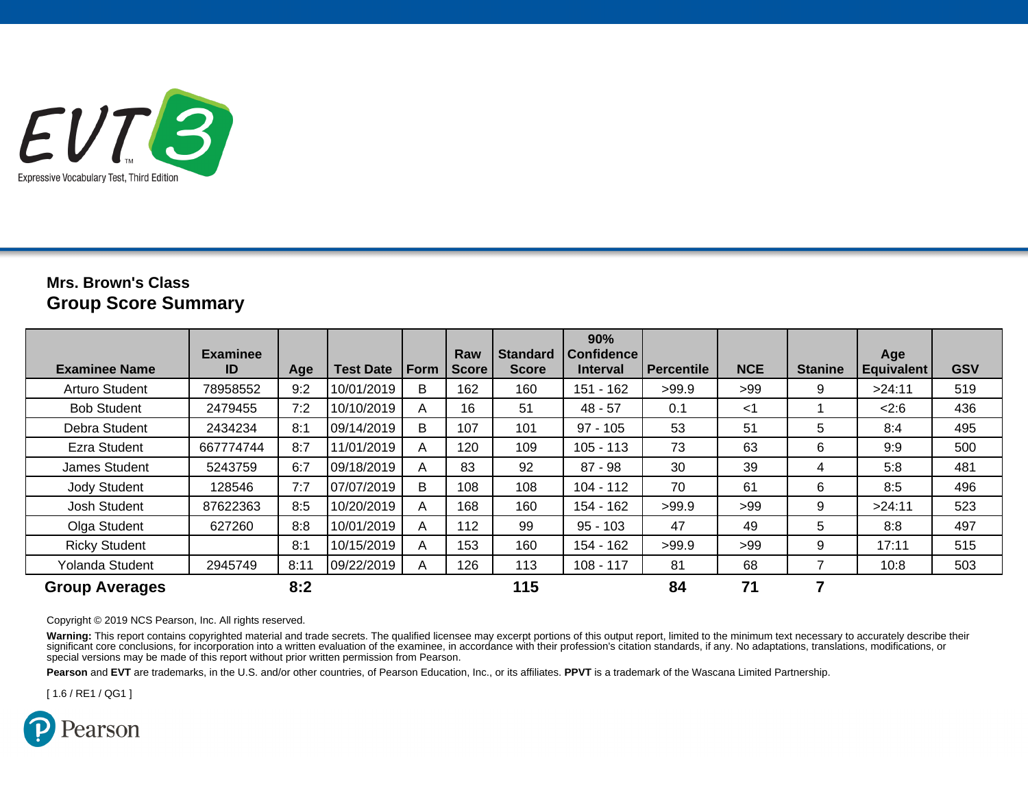EVT 3

Expressive Vocabulary Test, Third Edition

**Mrs. Brown's Class**

## Group Score Summary

| Examinee Name | Examinee ID | Age | Test Date | Form | Raw Score | Standard Score | 90% Confidence Interval | Percentile | NCE | Stanine | Age Equivalent | GSV |
|---|---|---|---|---|---|---|---|---|---|---|---|---|
| Arturo Student | 78958552 | 9:2 | 10/01/2019 | B | 162 | 160 | 151 - 162 | >99.9 | >99 | 9 | >24:11 | 519 |
| Bob Student | 2479455 | 7:2 | 10/10/2019 | A | 16 | 51 | 48 - 57 | 0.1 | <1 | 1 | <2:6 | 436 |
| Debra Student | 2434234 | 8:1 | 09/14/2019 | B | 107 | 101 | 97 - 105 | 53 | 51 | 5 | 8:4 | 495 |
| Ezra Student | 667774744 | 8:7 | 11/01/2019 | A | 120 | 109 | 105 - 113 | 73 | 63 | 6 | 9:9 | 500 |
| James Student | 5243759 | 6:7 | 09/18/2019 | A | 83 | 92 | 87 - 98 | 30 | 39 | 4 | 5:8 | 481 |
| Jody Student | 128546 | 7:7 | 07/07/2019 | B | 108 | 108 | 104 - 112 | 70 | 61 | 6 | 8:5 | 496 |
| Josh Student | 87622363 | 8:5 | 10/20/2019 | A | 168 | 160 | 154 - 162 | >99.9 | >99 | 9 | >24:11 | 523 |
| Olga Student | 627260 | 8:8 | 10/01/2019 | A | 112 | 99 | 95 - 103 | 47 | 49 | 5 | 8:8 | 497 |
| Ricky Student | | 8:1 | 10/15/2019 | A | 153 | 160 | 154 - 162 | >99.9 | >99 | 9 | 17:11 | 515 |
| Yolanda Student | 2945749 | 8:11 | 09/22/2019 | A | 126 | 113 | 108 - 117 | 81 | 68 | 7 | 10:8 | 503 |
| **Group Averages** | | **8:2** | | | | **115** | | **84** | **71** | **7** | | |

Copyright © 2019 NCS Pearson, Inc. All rights reserved.

**Warning:** This report contains copyrighted material and trade secrets. The qualified licensee may excerpt portions of this output report, limited to the minimum text necessary to accurately describe their significant core conclusions, for incorporation into a written evaluation of the examinee, in accordance with their profession's citation standards, if any. No adaptations, translations, modifications, or special versions may be made of this report without prior written permission from Pearson.

**Pearson** and **EVT** are trademarks, in the U.S. and/or other countries, of Pearson Education, Inc., or its affiliates. **PPVT** is a trademark of the Wascana Limited Partnership.

[ 1.6 / RE1 / QG1 ]

Pearson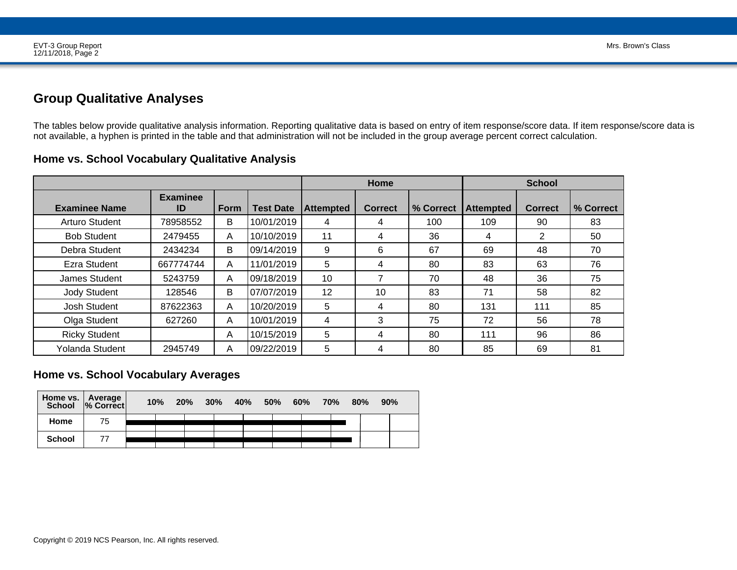## Group Qualitative Analyses

The tables below provide qualitative analysis information. Reporting qualitative data is based on entry of item response/score data. If item response/score data is not available, a hyphen is printed in the table and that administration will not be included in the group average percent correct calculation.

### Home vs. School Vocabulary Qualitative Analysis

| | | | | Home | | | School | | |
|---|---|---|---|---|---|---|---|---|---|
| **Examinee Name** | **Examinee ID** | **Form** | **Test Date** | **Attempted** | **Correct** | **% Correct** | **Attempted** | **Correct** | **% Correct** |
| Arturo Student | 78958552 | B | 10/01/2019 | 4 | 4 | 100 | 109 | 90 | 83 |
| Bob Student | 2479455 | A | 10/10/2019 | 11 | 4 | 36 | 4 | 2 | 50 |
| Debra Student | 2434234 | B | 09/14/2019 | 9 | 6 | 67 | 69 | 48 | 70 |
| Ezra Student | 667774744 | A | 11/01/2019 | 5 | 4 | 80 | 83 | 63 | 76 |
| James Student | 5243759 | A | 09/18/2019 | 10 | 7 | 70 | 48 | 36 | 75 |
| Jody Student | 128546 | B | 07/07/2019 | 12 | 10 | 83 | 71 | 58 | 82 |
| Josh Student | 87622363 | A | 10/20/2019 | 5 | 4 | 80 | 131 | 111 | 85 |
| Olga Student | 627260 | A | 10/01/2019 | 4 | 3 | 75 | 72 | 56 | 78 |
| Ricky Student | | A | 10/15/2019 | 5 | 4 | 80 | 111 | 96 | 86 |
| Yolanda Student | 2945749 | A | 09/22/2019 | 5 | 4 | 80 | 85 | 69 | 81 |

### Home vs. School Vocabulary Averages

| Home vs. School | Average % Correct | 10% | 20% | 30% | 40% | 50% | 60% | 70% | 80% | 90% |
|---|---|---|---|---|---|---|---|---|---|---|
| **Home** | 75 | | | | | | | | | |
| **School** | 77 | | | | | | | | | |

Copyright © 2019 NCS Pearson, Inc. All rights reserved.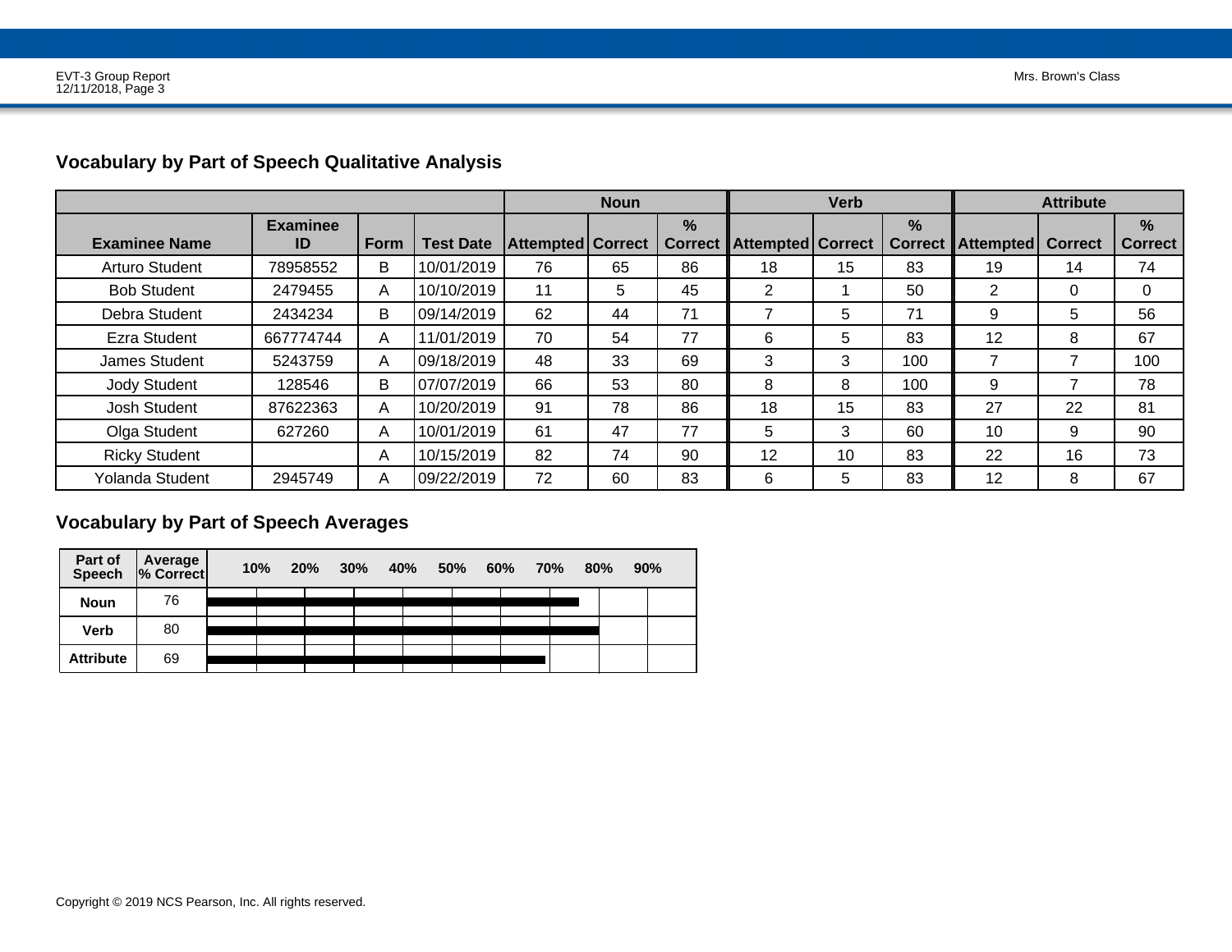## Vocabulary by Part of Speech Qualitative Analysis

| | | | | Noun | | | Verb | | | Attribute | | |
|---|---|---|---|---|---|---|---|---|---|---|---|---|
| **Examinee Name** | **Examinee ID** | **Form** | **Test Date** | **Attempted** | **Correct** | **% Correct** | **Attempted** | **Correct** | **% Correct** | **Attempted** | **Correct** | **% Correct** |
| Arturo Student | 78958552 | B | 10/01/2019 | 76 | 65 | 86 | 18 | 15 | 83 | 19 | 14 | 74 |
| Bob Student | 2479455 | A | 10/10/2019 | 11 | 5 | 45 | 2 | 1 | 50 | 2 | 0 | 0 |
| Debra Student | 2434234 | B | 09/14/2019 | 62 | 44 | 71 | 7 | 5 | 71 | 9 | 5 | 56 |
| Ezra Student | 667774744 | A | 11/01/2019 | 70 | 54 | 77 | 6 | 5 | 83 | 12 | 8 | 67 |
| James Student | 5243759 | A | 09/18/2019 | 48 | 33 | 69 | 3 | 3 | 100 | 7 | 7 | 100 |
| Jody Student | 128546 | B | 07/07/2019 | 66 | 53 | 80 | 8 | 8 | 100 | 9 | 7 | 78 |
| Josh Student | 87622363 | A | 10/20/2019 | 91 | 78 | 86 | 18 | 15 | 83 | 27 | 22 | 81 |
| Olga Student | 627260 | A | 10/01/2019 | 61 | 47 | 77 | 5 | 3 | 60 | 10 | 9 | 90 |
| Ricky Student | | A | 10/15/2019 | 82 | 74 | 90 | 12 | 10 | 83 | 22 | 16 | 73 |
| Yolanda Student | 2945749 | A | 09/22/2019 | 72 | 60 | 83 | 6 | 5 | 83 | 12 | 8 | 67 |

## Vocabulary by Part of Speech Averages

| Part of Speech | Average % Correct |
|---|---|
| **Noun** | 76 |
| **Verb** | 80 |
| **Attribute** | 69 |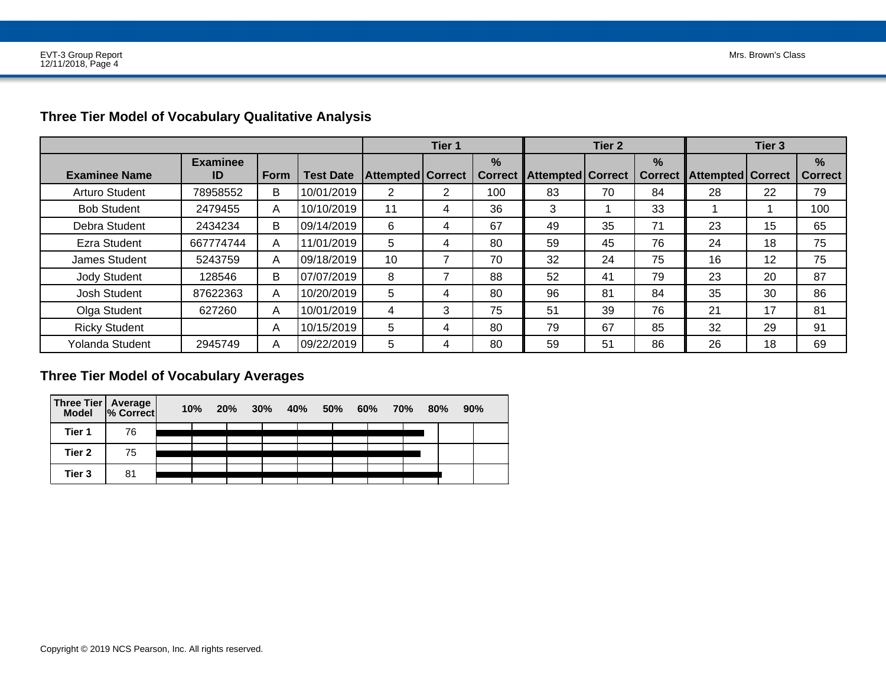## Three Tier Model of Vocabulary Qualitative Analysis

| | | | | Tier 1 | | | Tier 2 | | | Tier 3 | | |
|---|---|---|---|---|---|---|---|---|---|---|---|---|
| Examinee Name | Examinee ID | Form | Test Date | Attempted | Correct | % Correct | Attempted | Correct | % Correct | Attempted | Correct | % Correct |
| Arturo Student | 78958552 | B | 10/01/2019 | 2 | 2 | 100 | 83 | 70 | 84 | 28 | 22 | 79 |
| Bob Student | 2479455 | A | 10/10/2019 | 11 | 4 | 36 | 3 | 1 | 33 | 1 | 1 | 100 |
| Debra Student | 2434234 | B | 09/14/2019 | 6 | 4 | 67 | 49 | 35 | 71 | 23 | 15 | 65 |
| Ezra Student | 667774744 | A | 11/01/2019 | 5 | 4 | 80 | 59 | 45 | 76 | 24 | 18 | 75 |
| James Student | 5243759 | A | 09/18/2019 | 10 | 7 | 70 | 32 | 24 | 75 | 16 | 12 | 75 |
| Jody Student | 128546 | B | 07/07/2019 | 8 | 7 | 88 | 52 | 41 | 79 | 23 | 20 | 87 |
| Josh Student | 87622363 | A | 10/20/2019 | 5 | 4 | 80 | 96 | 81 | 84 | 35 | 30 | 86 |
| Olga Student | 627260 | A | 10/01/2019 | 4 | 3 | 75 | 51 | 39 | 76 | 21 | 17 | 81 |
| Ricky Student | | A | 10/15/2019 | 5 | 4 | 80 | 79 | 67 | 85 | 32 | 29 | 91 |
| Yolanda Student | 2945749 | A | 09/22/2019 | 5 | 4 | 80 | 59 | 51 | 86 | 26 | 18 | 69 |

## Three Tier Model of Vocabulary Averages

| Three Tier Model | Average % Correct |
|---|---|
| Tier 1 | 76 |
| Tier 2 | 75 |
| Tier 3 | 81 |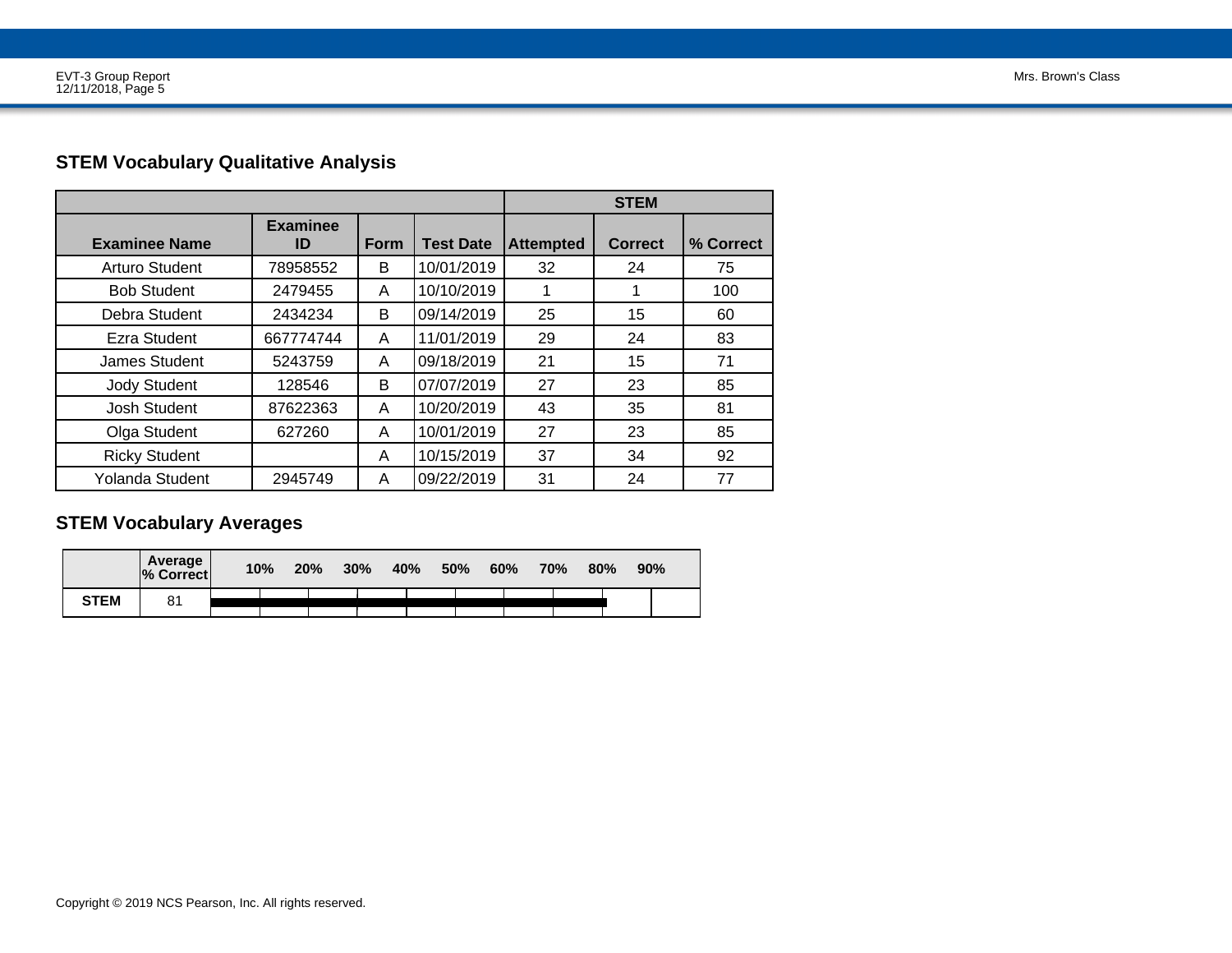## STEM Vocabulary Qualitative Analysis

| | | | | STEM | | |
|---|---|---|---|---|---|---|
| Examinee Name | Examinee ID | Form | Test Date | Attempted | Correct | % Correct |
| Arturo Student | 78958552 | B | 10/01/2019 | 32 | 24 | 75 |
| Bob Student | 2479455 | A | 10/10/2019 | 1 | 1 | 100 |
| Debra Student | 2434234 | B | 09/14/2019 | 25 | 15 | 60 |
| Ezra Student | 667774744 | A | 11/01/2019 | 29 | 24 | 83 |
| James Student | 5243759 | A | 09/18/2019 | 21 | 15 | 71 |
| Jody Student | 128546 | B | 07/07/2019 | 27 | 23 | 85 |
| Josh Student | 87622363 | A | 10/20/2019 | 43 | 35 | 81 |
| Olga Student | 627260 | A | 10/01/2019 | 27 | 23 | 85 |
| Ricky Student | | A | 10/15/2019 | 37 | 34 | 92 |
| Yolanda Student | 2945749 | A | 09/22/2019 | 31 | 24 | 77 |

## STEM Vocabulary Averages

| | Average % Correct | 10% | 20% | 30% | 40% | 50% | 60% | 70% | 80% | 90% |
|---|---|---|---|---|---|---|---|---|---|---|
| STEM | 81 | | | | | | | | | |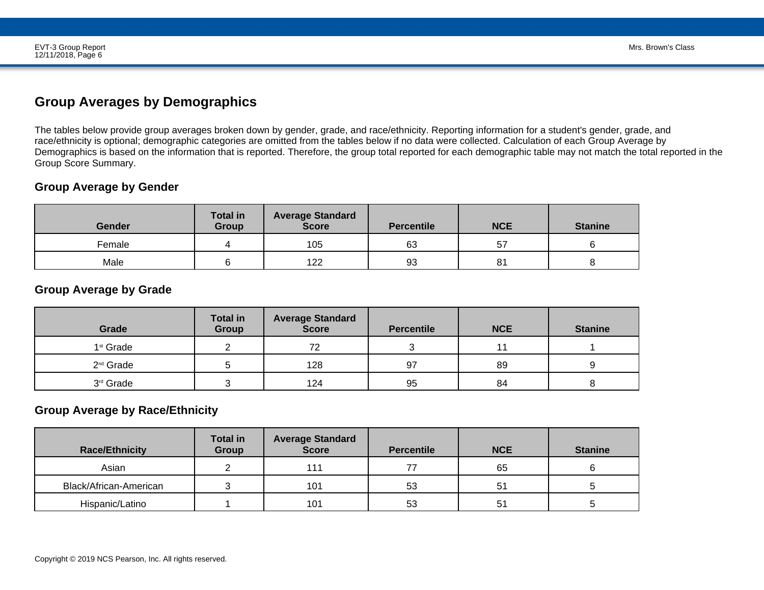## Group Averages by Demographics

The tables below provide group averages broken down by gender, grade, and race/ethnicity. Reporting information for a student's gender, grade, and race/ethnicity is optional; demographic categories are omitted from the tables below if no data were collected. Calculation of each Group Average by Demographics is based on the information that is reported. Therefore, the group total reported for each demographic table may not match the total reported in the Group Score Summary.

### Group Average by Gender

| Gender | Total in Group | Average Standard Score | Percentile | NCE | Stanine |
|---|---|---|---|---|---|
| Female | 4 | 105 | 63 | 57 | 6 |
| Male | 6 | 122 | 93 | 81 | 8 |

### Group Average by Grade

| Grade | Total in Group | Average Standard Score | Percentile | NCE | Stanine |
|---|---|---|---|---|---|
| 1st Grade | 2 | 72 | 3 | 11 | 1 |
| 2nd Grade | 5 | 128 | 97 | 89 | 9 |
| 3rd Grade | 3 | 124 | 95 | 84 | 8 |

### Group Average by Race/Ethnicity

| Race/Ethnicity | Total in Group | Average Standard Score | Percentile | NCE | Stanine |
|---|---|---|---|---|---|
| Asian | 2 | 111 | 77 | 65 | 6 |
| Black/African-American | 3 | 101 | 53 | 51 | 5 |
| Hispanic/Latino | 1 | 101 | 53 | 51 | 5 |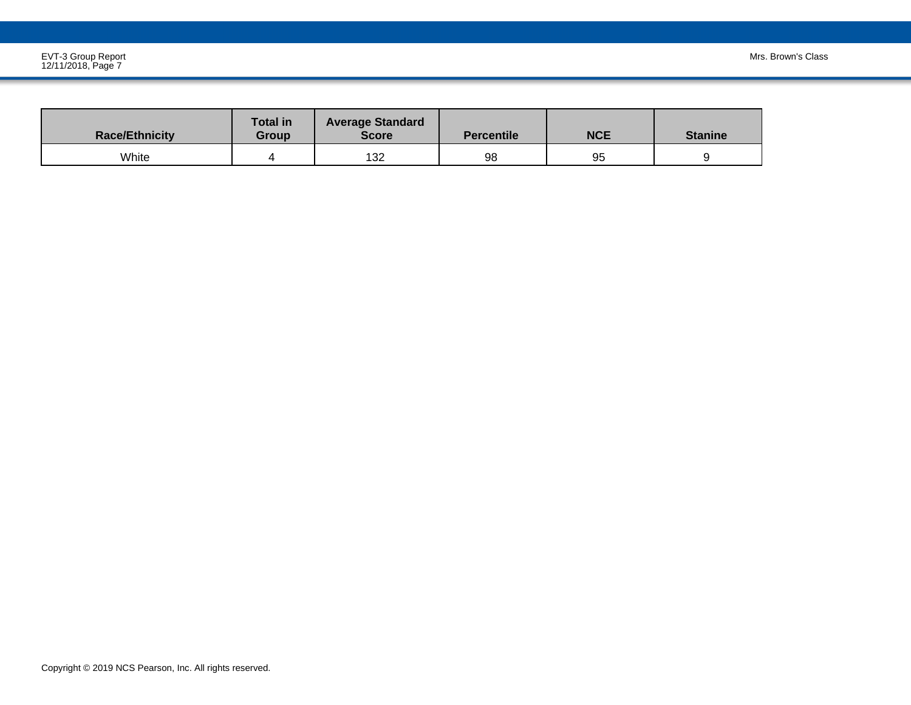| Race/Ethnicity | Total in Group | Average Standard Score | Percentile | NCE | Stanine |
|---|---|---|---|---|---|
| White | 4 | 132 | 98 | 95 | 9 |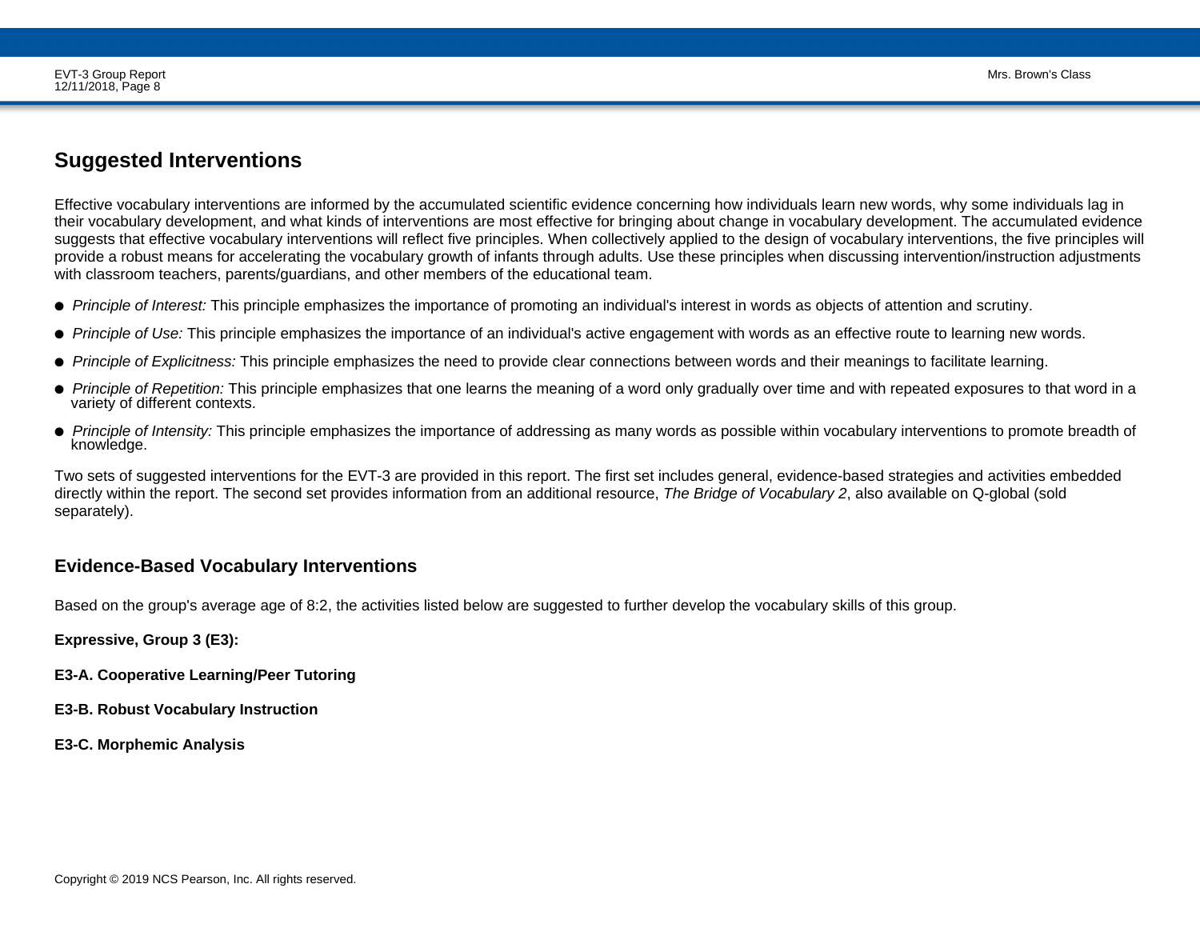## Suggested Interventions

Effective vocabulary interventions are informed by the accumulated scientific evidence concerning how individuals learn new words, why some individuals lag in their vocabulary development, and what kinds of interventions are most effective for bringing about change in vocabulary development. The accumulated evidence suggests that effective vocabulary interventions will reflect five principles. When collectively applied to the design of vocabulary interventions, the five principles will provide a robust means for accelerating the vocabulary growth of infants through adults. Use these principles when discussing intervention/instruction adjustments with classroom teachers, parents/guardians, and other members of the educational team.

- *Principle of Interest:* This principle emphasizes the importance of promoting an individual's interest in words as objects of attention and scrutiny.
- *Principle of Use:* This principle emphasizes the importance of an individual's active engagement with words as an effective route to learning new words.
- *Principle of Explicitness:* This principle emphasizes the need to provide clear connections between words and their meanings to facilitate learning.
- *Principle of Repetition:* This principle emphasizes that one learns the meaning of a word only gradually over time and with repeated exposures to that word in a variety of different contexts.
- *Principle of Intensity:* This principle emphasizes the importance of addressing as many words as possible within vocabulary interventions to promote breadth of knowledge.

Two sets of suggested interventions for the EVT-3 are provided in this report. The first set includes general, evidence-based strategies and activities embedded directly within the report. The second set provides information from an additional resource, *The Bridge of Vocabulary 2*, also available on Q-global (sold separately).

### Evidence-Based Vocabulary Interventions

Based on the group's average age of 8:2, the activities listed below are suggested to further develop the vocabulary skills of this group.

**Expressive, Group 3 (E3):**

**E3-A. Cooperative Learning/Peer Tutoring**

**E3-B. Robust Vocabulary Instruction**

**E3-C. Morphemic Analysis**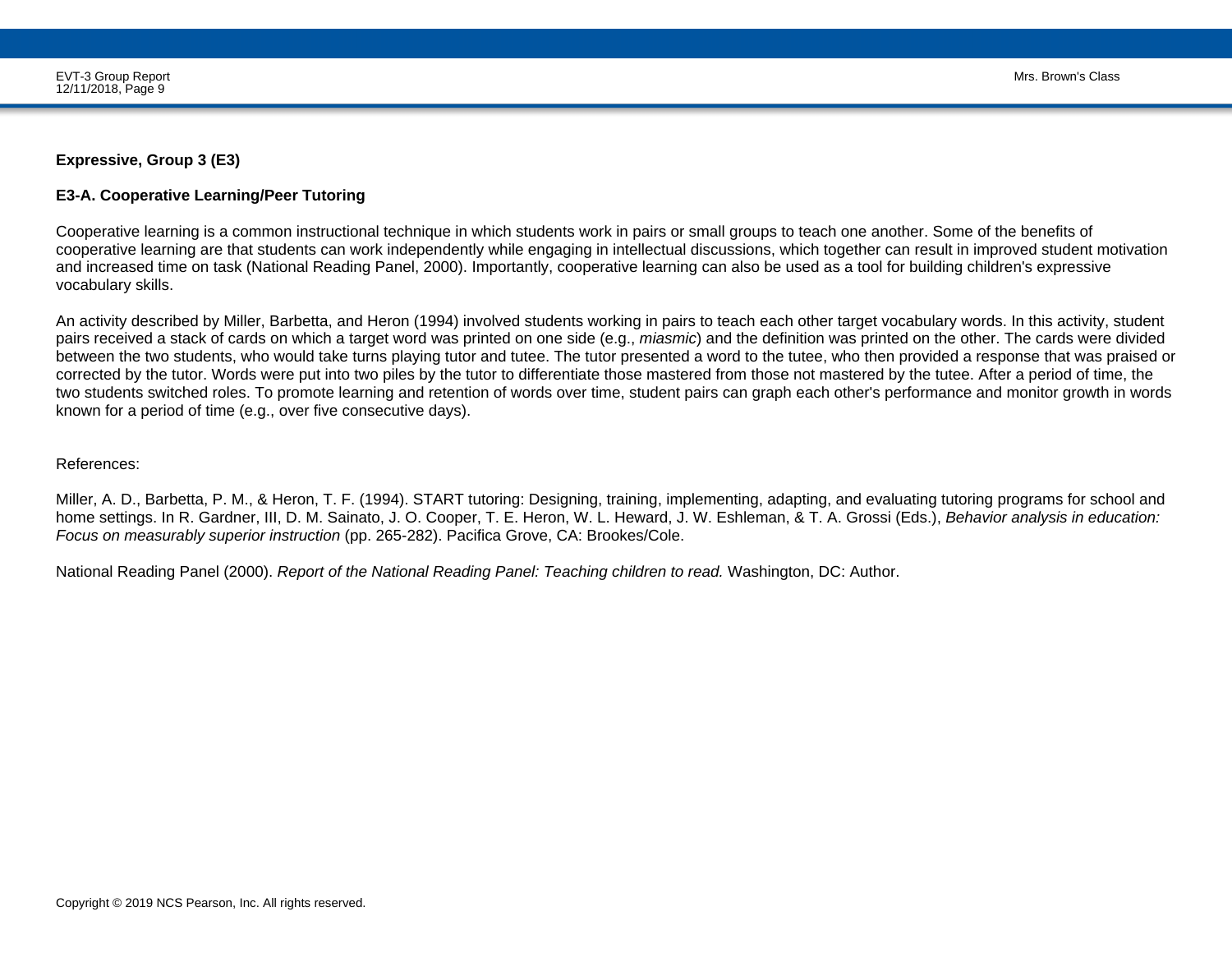**Expressive, Group 3 (E3)**

**E3-A. Cooperative Learning/Peer Tutoring**

Cooperative learning is a common instructional technique in which students work in pairs or small groups to teach one another. Some of the benefits of cooperative learning are that students can work independently while engaging in intellectual discussions, which together can result in improved student motivation and increased time on task (National Reading Panel, 2000). Importantly, cooperative learning can also be used as a tool for building children's expressive vocabulary skills.

An activity described by Miller, Barbetta, and Heron (1994) involved students working in pairs to teach each other target vocabulary words. In this activity, student pairs received a stack of cards on which a target word was printed on one side (e.g., *miasmic*) and the definition was printed on the other. The cards were divided between the two students, who would take turns playing tutor and tutee. The tutor presented a word to the tutee, who then provided a response that was praised or corrected by the tutor. Words were put into two piles by the tutor to differentiate those mastered from those not mastered by the tutee. After a period of time, the two students switched roles. To promote learning and retention of words over time, student pairs can graph each other's performance and monitor growth in words known for a period of time (e.g., over five consecutive days).

References:

Miller, A. D., Barbetta, P. M., & Heron, T. F. (1994). START tutoring: Designing, training, implementing, adapting, and evaluating tutoring programs for school and home settings. In R. Gardner, III, D. M. Sainato, J. O. Cooper, T. E. Heron, W. L. Heward, J. W. Eshleman, & T. A. Grossi (Eds.), *Behavior analysis in education: Focus on measurably superior instruction* (pp. 265-282). Pacifica Grove, CA: Brookes/Cole.

National Reading Panel (2000). *Report of the National Reading Panel: Teaching children to read.* Washington, DC: Author.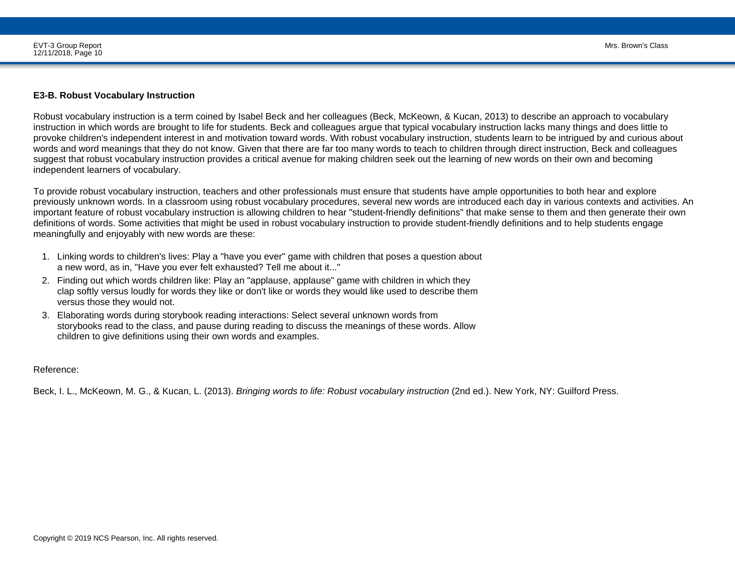### E3-B. Robust Vocabulary Instruction

Robust vocabulary instruction is a term coined by Isabel Beck and her colleagues (Beck, McKeown, & Kucan, 2013) to describe an approach to vocabulary instruction in which words are brought to life for students. Beck and colleagues argue that typical vocabulary instruction lacks many things and does little to provoke children's independent interest in and motivation toward words. With robust vocabulary instruction, students learn to be intrigued by and curious about words and word meanings that they do not know. Given that there are far too many words to teach to children through direct instruction, Beck and colleagues suggest that robust vocabulary instruction provides a critical avenue for making children seek out the learning of new words on their own and becoming independent learners of vocabulary.

To provide robust vocabulary instruction, teachers and other professionals must ensure that students have ample opportunities to both hear and explore previously unknown words. In a classroom using robust vocabulary procedures, several new words are introduced each day in various contexts and activities. An important feature of robust vocabulary instruction is allowing children to hear "student-friendly definitions" that make sense to them and then generate their own definitions of words. Some activities that might be used in robust vocabulary instruction to provide student-friendly definitions and to help students engage meaningfully and enjoyably with new words are these:

1. Linking words to children's lives: Play a "have you ever" game with children that poses a question about a new word, as in, "Have you ever felt exhausted? Tell me about it..."
2. Finding out which words children like: Play an "applause, applause" game with children in which they clap softly versus loudly for words they like or don't like or words they would like used to describe them versus those they would not.
3. Elaborating words during storybook reading interactions: Select several unknown words from storybooks read to the class, and pause during reading to discuss the meanings of these words. Allow children to give definitions using their own words and examples.

Reference:

Beck, I. L., McKeown, M. G., & Kucan, L. (2013). *Bringing words to life: Robust vocabulary instruction* (2nd ed.). New York, NY: Guilford Press.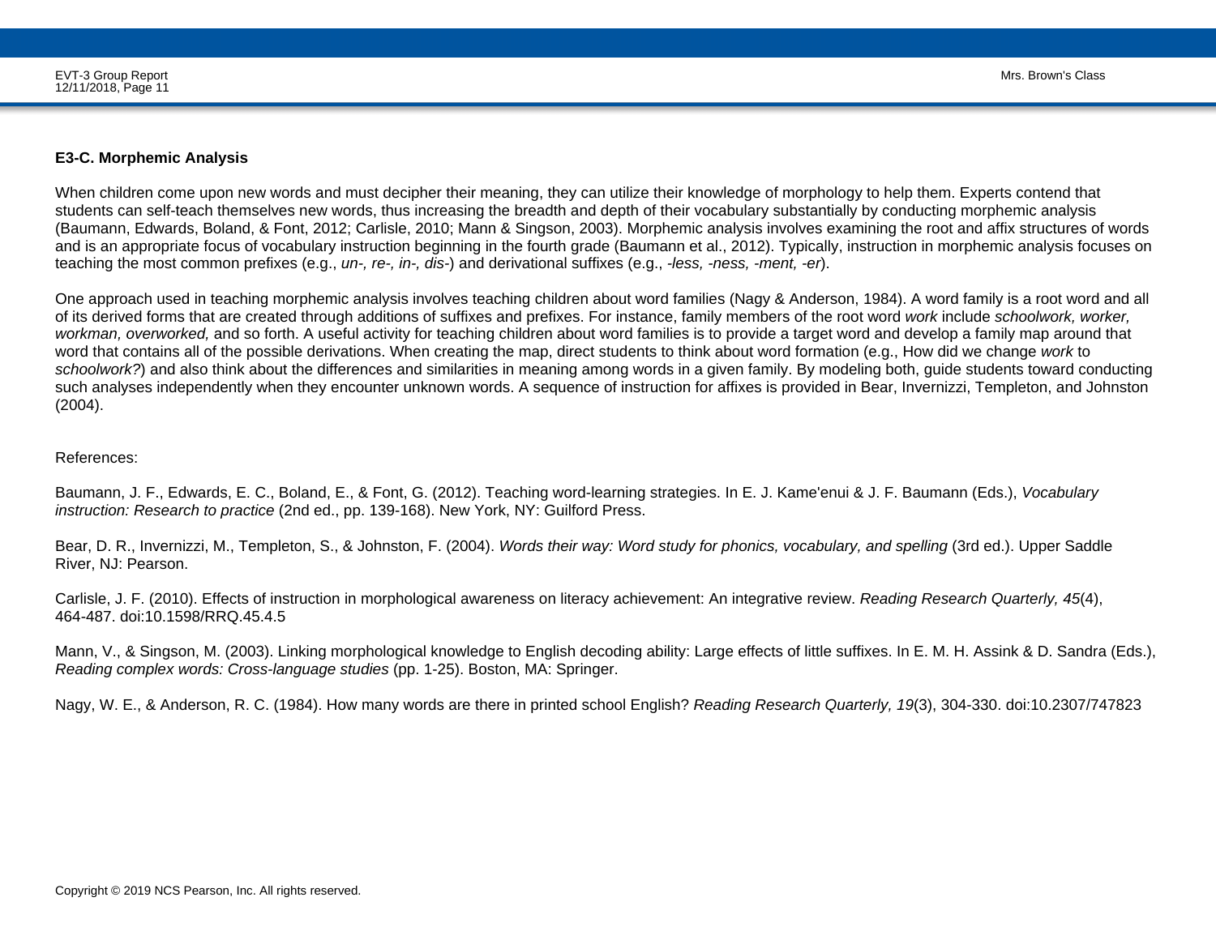### E3-C. Morphemic Analysis

When children come upon new words and must decipher their meaning, they can utilize their knowledge of morphology to help them. Experts contend that students can self-teach themselves new words, thus increasing the breadth and depth of their vocabulary substantially by conducting morphemic analysis (Baumann, Edwards, Boland, & Font, 2012; Carlisle, 2010; Mann & Singson, 2003). Morphemic analysis involves examining the root and affix structures of words and is an appropriate focus of vocabulary instruction beginning in the fourth grade (Baumann et al., 2012). Typically, instruction in morphemic analysis focuses on teaching the most common prefixes (e.g., *un-, re-, in-, dis-*) and derivational suffixes (e.g., *-less, -ness, -ment, -er*).

One approach used in teaching morphemic analysis involves teaching children about word families (Nagy & Anderson, 1984). A word family is a root word and all of its derived forms that are created through additions of suffixes and prefixes. For instance, family members of the root word *work* include *schoolwork, worker, workman, overworked,* and so forth. A useful activity for teaching children about word families is to provide a target word and develop a family map around that word that contains all of the possible derivations. When creating the map, direct students to think about word formation (e.g., How did we change *work* to *schoolwork?*) and also think about the differences and similarities in meaning among words in a given family. By modeling both, guide students toward conducting such analyses independently when they encounter unknown words. A sequence of instruction for affixes is provided in Bear, Invernizzi, Templeton, and Johnston (2004).

References:

Baumann, J. F., Edwards, E. C., Boland, E., & Font, G. (2012). Teaching word-learning strategies. In E. J. Kame'enui & J. F. Baumann (Eds.), *Vocabulary instruction: Research to practice* (2nd ed., pp. 139-168). New York, NY: Guilford Press.

Bear, D. R., Invernizzi, M., Templeton, S., & Johnston, F. (2004). *Words their way: Word study for phonics, vocabulary, and spelling* (3rd ed.). Upper Saddle River, NJ: Pearson.

Carlisle, J. F. (2010). Effects of instruction in morphological awareness on literacy achievement: An integrative review. *Reading Research Quarterly, 45*(4), 464-487. doi:10.1598/RRQ.45.4.5

Mann, V., & Singson, M. (2003). Linking morphological knowledge to English decoding ability: Large effects of little suffixes. In E. M. H. Assink & D. Sandra (Eds.), *Reading complex words: Cross-language studies* (pp. 1-25). Boston, MA: Springer.

Nagy, W. E., & Anderson, R. C. (1984). How many words are there in printed school English? *Reading Research Quarterly, 19*(3), 304-330. doi:10.2307/747823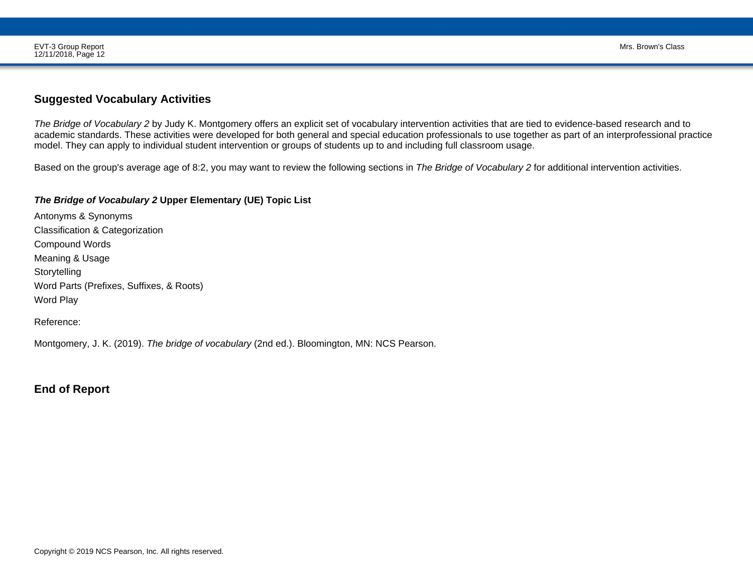## Suggested Vocabulary Activities

*The Bridge of Vocabulary 2* by Judy K. Montgomery offers an explicit set of vocabulary intervention activities that are tied to evidence-based research and to academic standards. These activities were developed for both general and special education professionals to use together as part of an interprofessional practice model. They can apply to individual student intervention or groups of students up to and including full classroom usage.

Based on the group's average age of 8:2, you may want to review the following sections in *The Bridge of Vocabulary 2* for additional intervention activities.

### ***The Bridge of Vocabulary 2*** **Upper Elementary (UE) Topic List**

Antonyms & Synonyms
Classification & Categorization
Compound Words
Meaning & Usage
Storytelling
Word Parts (Prefixes, Suffixes, & Roots)
Word Play

Reference:

Montgomery, J. K. (2019). *The bridge of vocabulary* (2nd ed.). Bloomington, MN: NCS Pearson.

## End of Report

Copyright © 2019 NCS Pearson, Inc. All rights reserved.